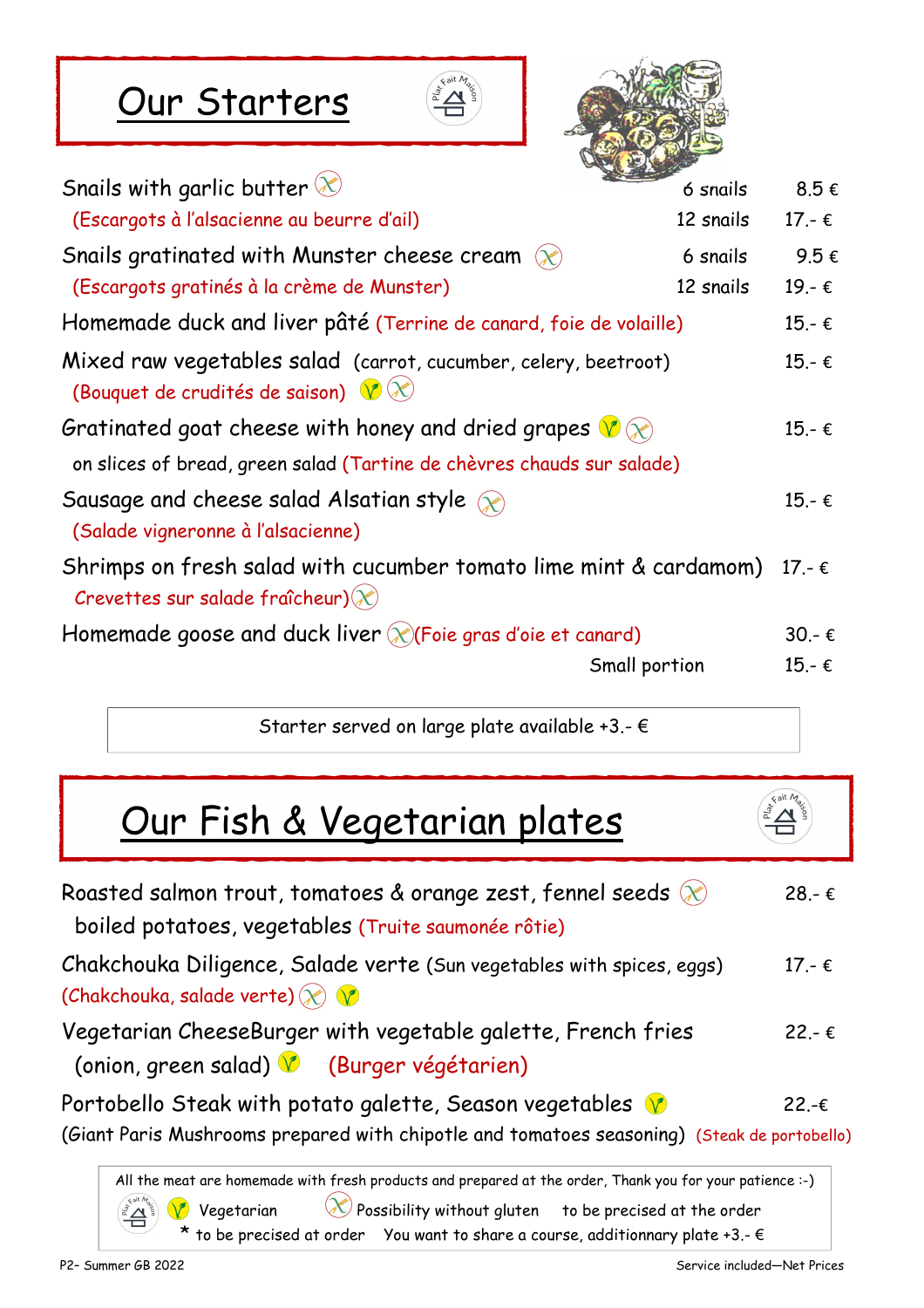# Our Starters

| Dish | Quantity | Price |
|---|---|---|
| Snails with garlic butter (Escargots à l'alsacienne au beurre d'ail) | 6 snails | 8.5 € |
| | 12 snails | 17.- € |
| Snails gratinated with Munster cheese cream (Escargots gratinés à la crème de Munster) | 6 snails | 9.5 € |
| | 12 snails | 19.- € |
| Homemade duck and liver pâté (Terrine de canard, foie de volaille) | | 15.- € |
| Mixed raw vegetables salad (carrot, cucumber, celery, beetroot) (Bouquet de crudités de saison) | | 15.- € |
| Gratinated goat cheese with honey and dried grapes on slices of bread, green salad (Tartine de chèvres chauds sur salade) | | 15.- € |
| Sausage and cheese salad Alsatian style (Salade vigneronne à l'alsacienne) | | 15.- € |
| Shrimps on fresh salad with cucumber tomato lime mint & cardamom) Crevettes sur salade fraîcheur) | | 17.- € |
| Homemade goose and duck liver (Foie gras d'oie et canard) | | 30.- € |
| | Small portion | 15.- € |

Starter served on large plate available +3.- €

# Our Fish & Vegetarian plates

| Dish | Price |
|---|---|
| Roasted salmon trout, tomatoes & orange zest, fennel seeds boiled potatoes, vegetables (Truite saumonée rôtie) | 28.- € |
| Chakchouka Diligence, Salade verte (Sun vegetables with spices, eggs) (Chakchouka, salade verte) | 17.- € |
| Vegetarian CheeseBurger with vegetable galette, French fries (onion, green salad) (Burger végétarien) | 22.- € |
| Portobello Steak with potato galette, Season vegetables (Giant Paris Mushrooms prepared with chipotle and tomatoes seasoning) (Steak de portobello) | 22.-€ |

All the meat are homemade with fresh products and prepared at the order, Thank you for your patience :-)

Vegetarian — Possibility without gluten — to be precised at the order

\* to be precised at order — You want to share a course, additionnary plate +3.- €

P2- Summer GB 2022 — Service included—Net Prices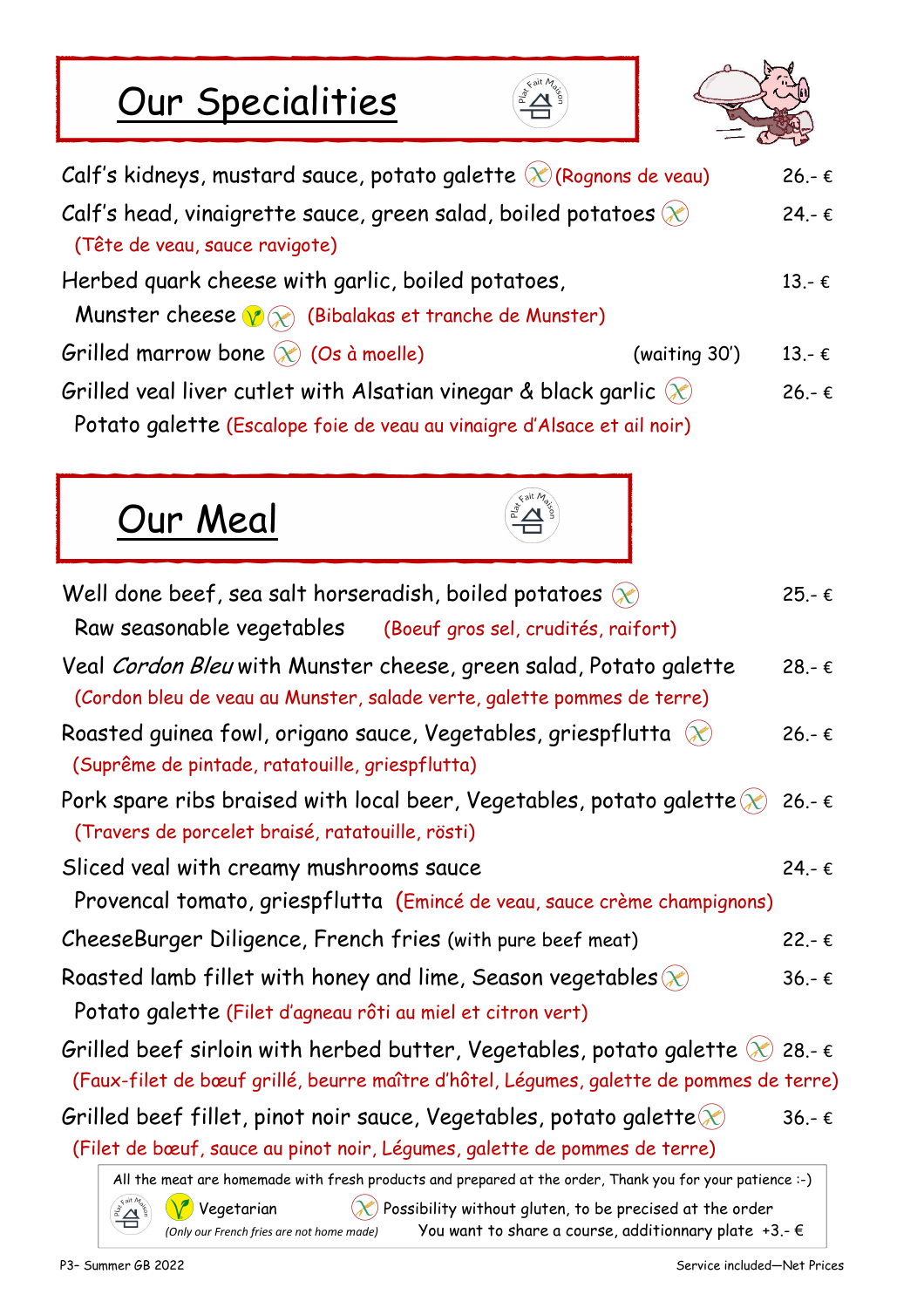## Our Specialities

Calf's kidneys, mustard sauce, potato galette (Rognons de veau) — 26.- €

Calf's head, vinaigrette sauce, green salad, boiled potatoes — 24.- €
(Tête de veau, sauce ravigote)

Herbed quark cheese with garlic, boiled potatoes, Munster cheese (Bibalakas et tranche de Munster) — 13.- €

Grilled marrow bone (Os à moelle) (waiting 30') — 13.- €

Grilled veal liver cutlet with Alsatian vinegar & black garlic — 26.- €
Potato galette (Escalope foie de veau au vinaigre d'Alsace et ail noir)

## Our Meal

Well done beef, sea salt horseradish, boiled potatoes — 25.- €
Raw seasonable vegetables (Boeuf gros sel, crudités, raifort)

Veal *Cordon Bleu* with Munster cheese, green salad, Potato galette — 28.- €
(Cordon bleu de veau au Munster, salade verte, galette pommes de terre)

Roasted guinea fowl, origano sauce, Vegetables, griespflutta — 26.- €
(Suprême de pintade, ratatouille, griespflutta)

Pork spare ribs braised with local beer, Vegetables, potato galette — 26.- €
(Travers de porcelet braisé, ratatouille, rösti)

Sliced veal with creamy mushrooms sauce — 24.- €
Provencal tomato, griespflutta (Emincé de veau, sauce crème champignons)

CheeseBurger Diligence, French fries (with pure beef meat) — 22.- €

Roasted lamb fillet with honey and lime, Season vegetables — 36.- €
Potato galette (Filet d'agneau rôti au miel et citron vert)

Grilled beef sirloin with herbed butter, Vegetables, potato galette — 28.- €
(Faux-filet de bœuf grillé, beurre maître d'hôtel, Légumes, galette de pommes de terre)

Grilled beef fillet, pinot noir sauce, Vegetables, potato galette — 36.- €
(Filet de bœuf, sauce au pinot noir, Légumes, galette de pommes de terre)

All the meat are homemade with fresh products and prepared at the order, Thank you for your patience :-)

Vegetarian — Possibility without gluten, to be precised at the order

(Only our French fries are not home made) — You want to share a course, additionnary plate +3.- €

P3- Summer GB 2022 — Service included—Net Prices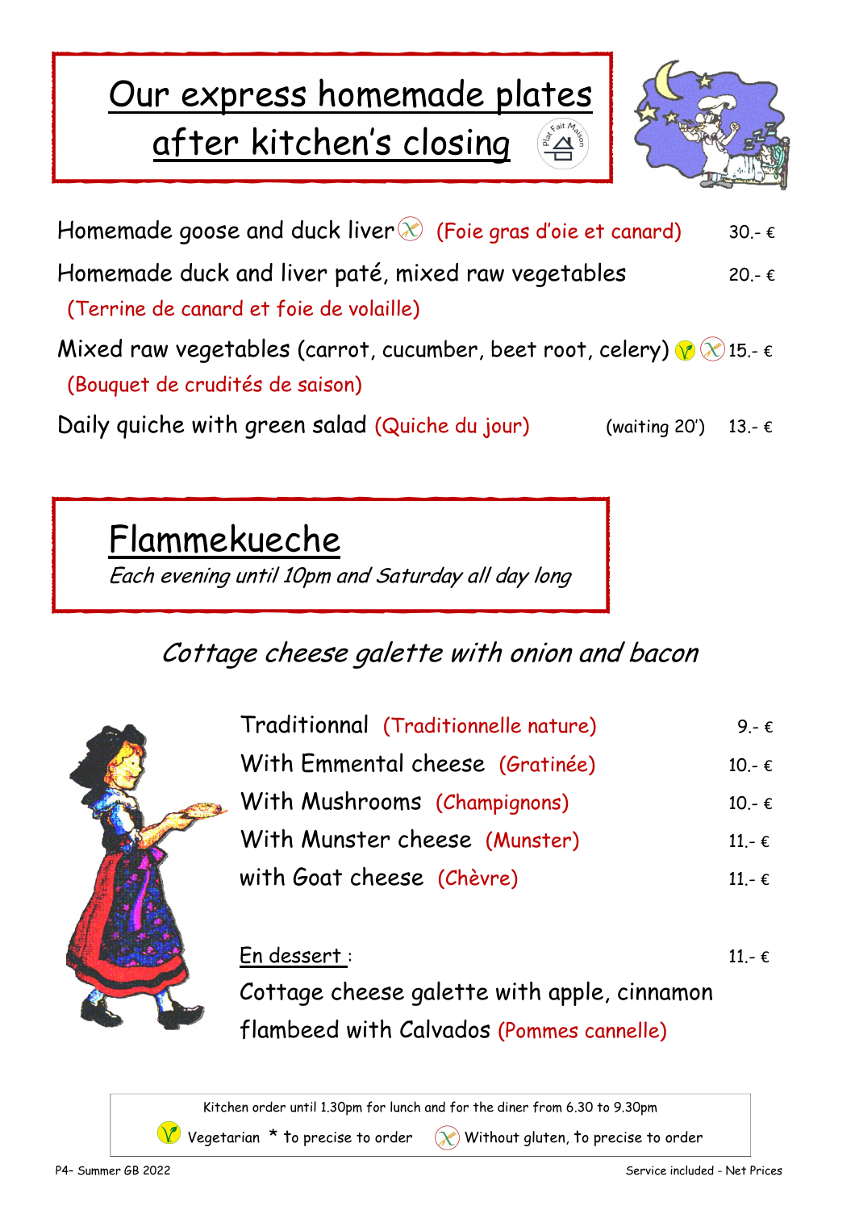# Our express homemade plates after kitchen's closing

| | |
|---|---|
| Homemade goose and duck liver (Foie gras d'oie et canard) | 30.- € |
| Homemade duck and liver paté, mixed raw vegetables (Terrine de canard et foie de volaille) | 20.- € |
| Mixed raw vegetables (carrot, cucumber, beet root, celery) (Bouquet de crudités de saison) | 15.- € |
| Daily quiche with green salad (Quiche du jour) (waiting 20') | 13.- € |

# Flammekueche

*Each evening until 10pm and Saturday all day long*

## *Cottage cheese galette with onion and bacon*

| | |
|---|---|
| Traditionnal (Traditionnelle nature) | 9.- € |
| With Emmental cheese (Gratinée) | 10.- € |
| With Mushrooms (Champignons) | 10.- € |
| With Munster cheese (Munster) | 11.- € |
| with Goat cheese (Chèvre) | 11.- € |

En dessert : 11.- €

Cottage cheese galette with apple, cinnamon flambeed with Calvados (Pommes cannelle)

Kitchen order until 1.30pm for lunch and for the diner from 6.30 to 9.30pm

Vegetarian * to precise to order — Without gluten, to precise to order

P4– Summer GB 2022

Service included - Net Prices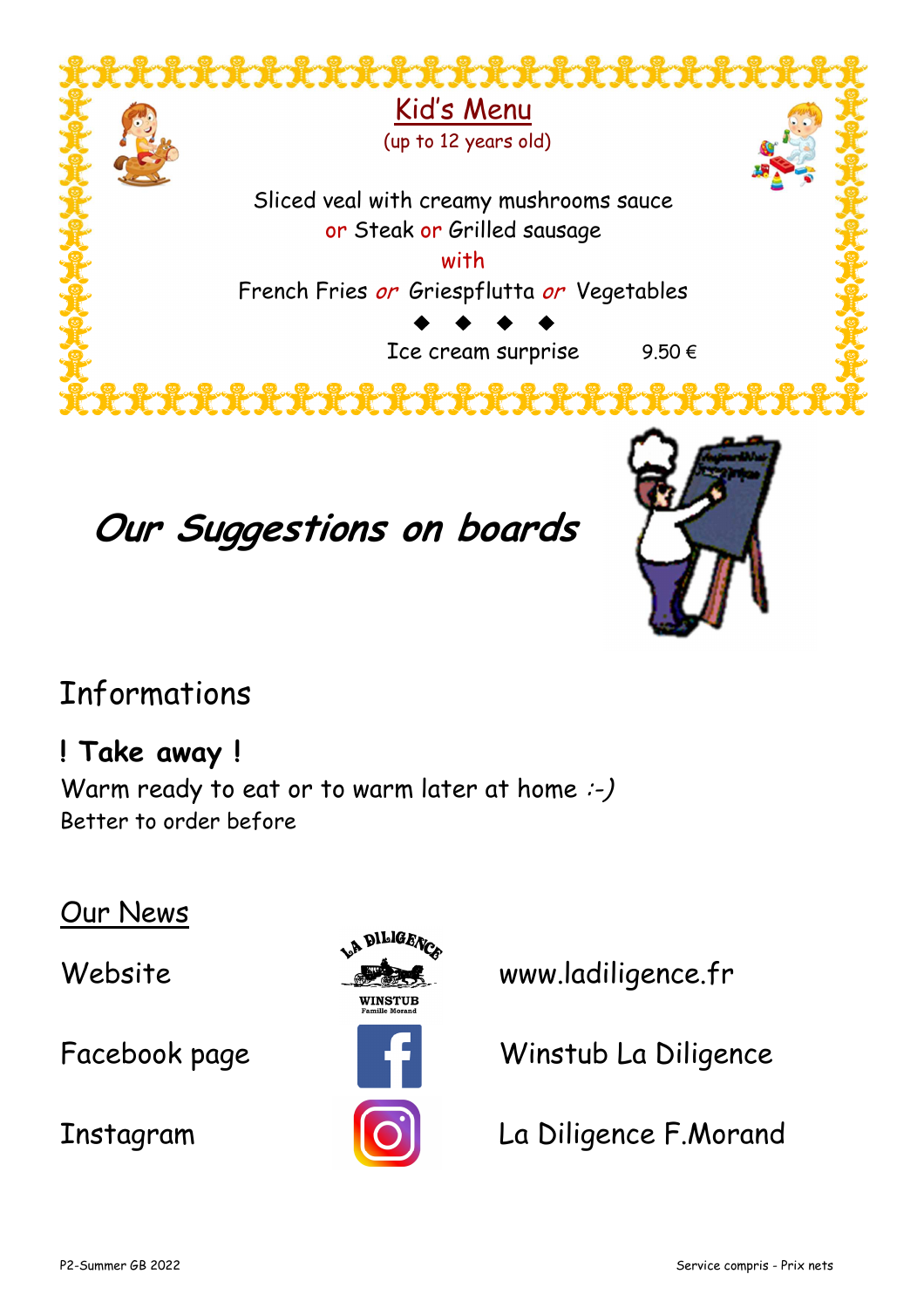## Kid's Menu

(up to 12 years old)

Sliced veal with creamy mushrooms sauce
or Steak or Grilled sausage
with
French Fries *or* Griespflutta *or* Vegetables

◆ ◆ ◆ ◆

Ice cream surprise 9.50 €

# *Our Suggestions on boards*

## Informations

### ! Take away !

Warm ready to eat or to warm later at home *:-)*
Better to order before

## Our News

| | |
|---|---|
| Website | www.ladiligence.fr |
| Facebook page | Winstub La Diligence |
| Instagram | La Diligence F.Morand |

P2-Summer GB 2022

Service compris - Prix nets